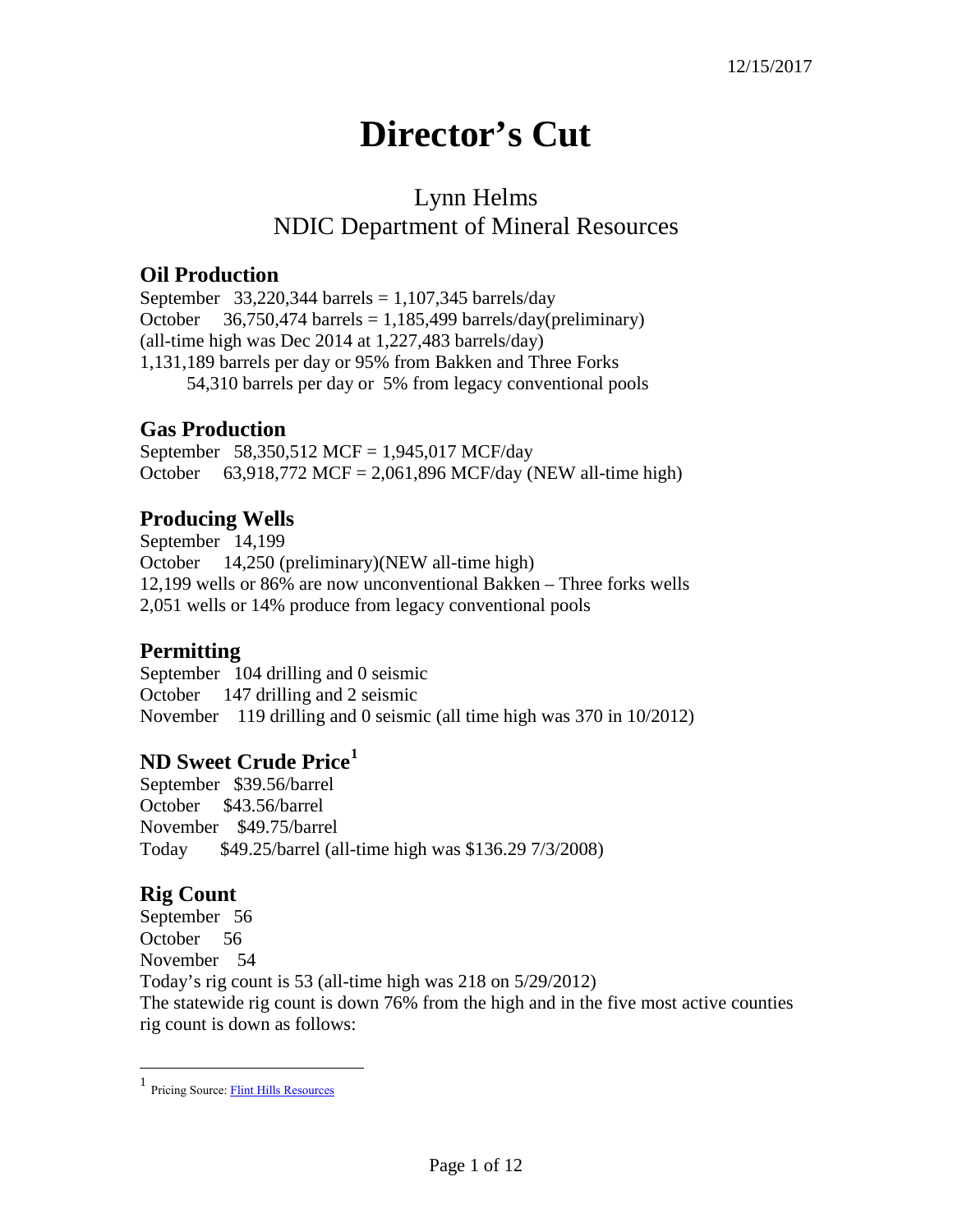12/15/2017

# Director's Cut

Lynn Helms
NDIC Department of Mineral Resources

## Oil Production

September 33,220,344 barrels = 1,107,345 barrels/day
October 36,750,474 barrels = 1,185,499 barrels/day(preliminary)
(all-time high was Dec 2014 at 1,227,483 barrels/day)
1,131,189 barrels per day or 95% from Bakken and Three Forks
54,310 barrels per day or 5% from legacy conventional pools

## Gas Production

September 58,350,512 MCF = 1,945,017 MCF/day
October 63,918,772 MCF = 2,061,896 MCF/day (NEW all-time high)

## Producing Wells

September 14,199
October 14,250 (preliminary)(NEW all-time high)
12,199 wells or 86% are now unconventional Bakken – Three forks wells
2,051 wells or 14% produce from legacy conventional pools

## Permitting

September 104 drilling and 0 seismic
October 147 drilling and 2 seismic
November 119 drilling and 0 seismic (all time high was 370 in 10/2012)

## ND Sweet Crude Price[1]

September $39.56/barrel
October $43.56/barrel
November $49.75/barrel
Today $49.25/barrel (all-time high was $136.29 7/3/2008)

## Rig Count

September 56
October 56
November 54
Today's rig count is 53 (all-time high was 218 on 5/29/2012)
The statewide rig count is down 76% from the high and in the five most active counties rig count is down as follows:

[1] Pricing Source: Flint Hills Resources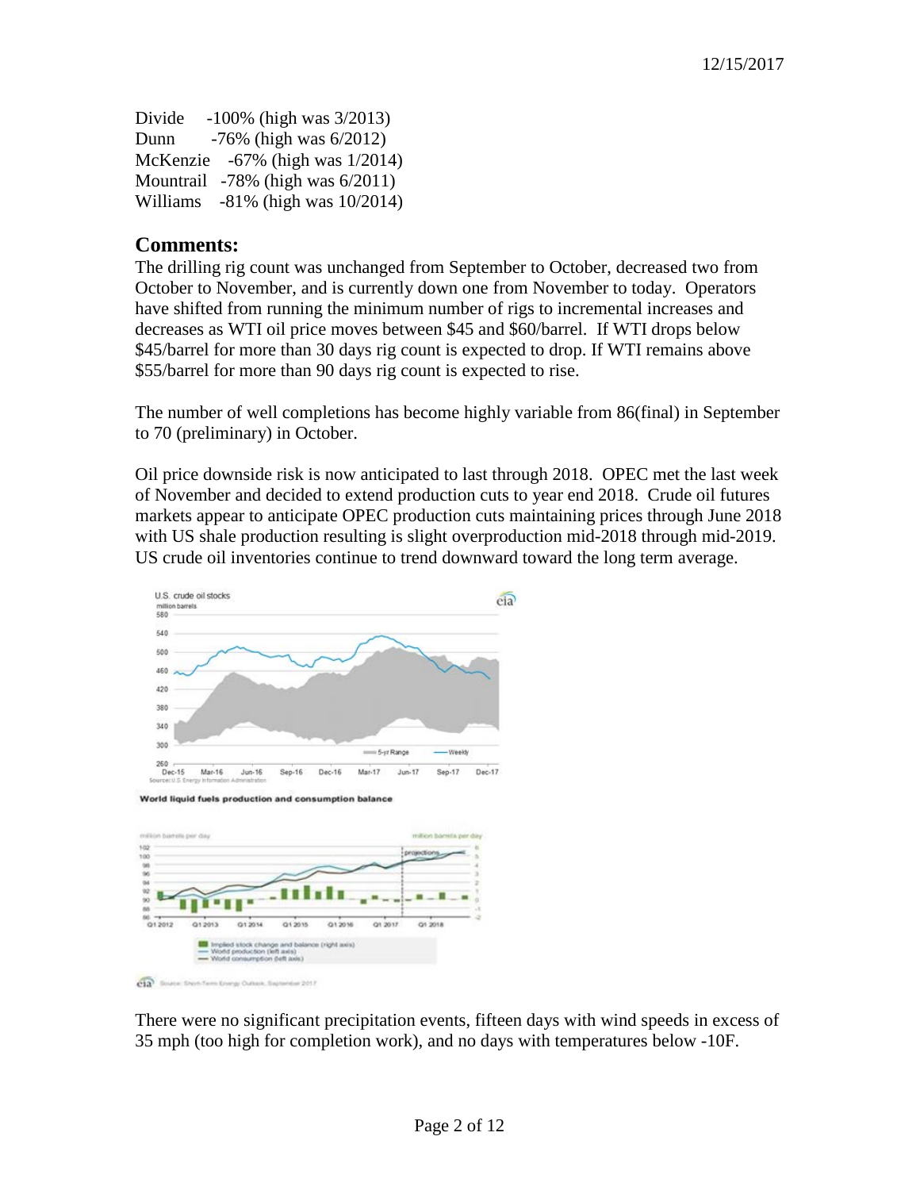| | |
|---|---|
| Divide | -100% (high was 3/2013) |
| Dunn | -76% (high was 6/2012) |
| McKenzie | -67% (high was 1/2014) |
| Mountrail | -78% (high was 6/2011) |
| Williams | -81% (high was 10/2014) |

## Comments:

The drilling rig count was unchanged from September to October, decreased two from October to November, and is currently down one from November to today. Operators have shifted from running the minimum number of rigs to incremental increases and decreases as WTI oil price moves between $45 and $60/barrel. If WTI drops below $45/barrel for more than 30 days rig count is expected to drop. If WTI remains above $55/barrel for more than 90 days rig count is expected to rise.

The number of well completions has become highly variable from 86(final) in September to 70 (preliminary) in October.

Oil price downside risk is now anticipated to last through 2018. OPEC met the last week of November and decided to extend production cuts to year end 2018. Crude oil futures markets appear to anticipate OPEC production cuts maintaining prices through June 2018 with US shale production resulting is slight overproduction mid-2018 through mid-2019. US crude oil inventories continue to trend downward toward the long term average.

World liquid fuels production and consumption balance

There were no significant precipitation events, fifteen days with wind speeds in excess of 35 mph (too high for completion work), and no days with temperatures below -10F.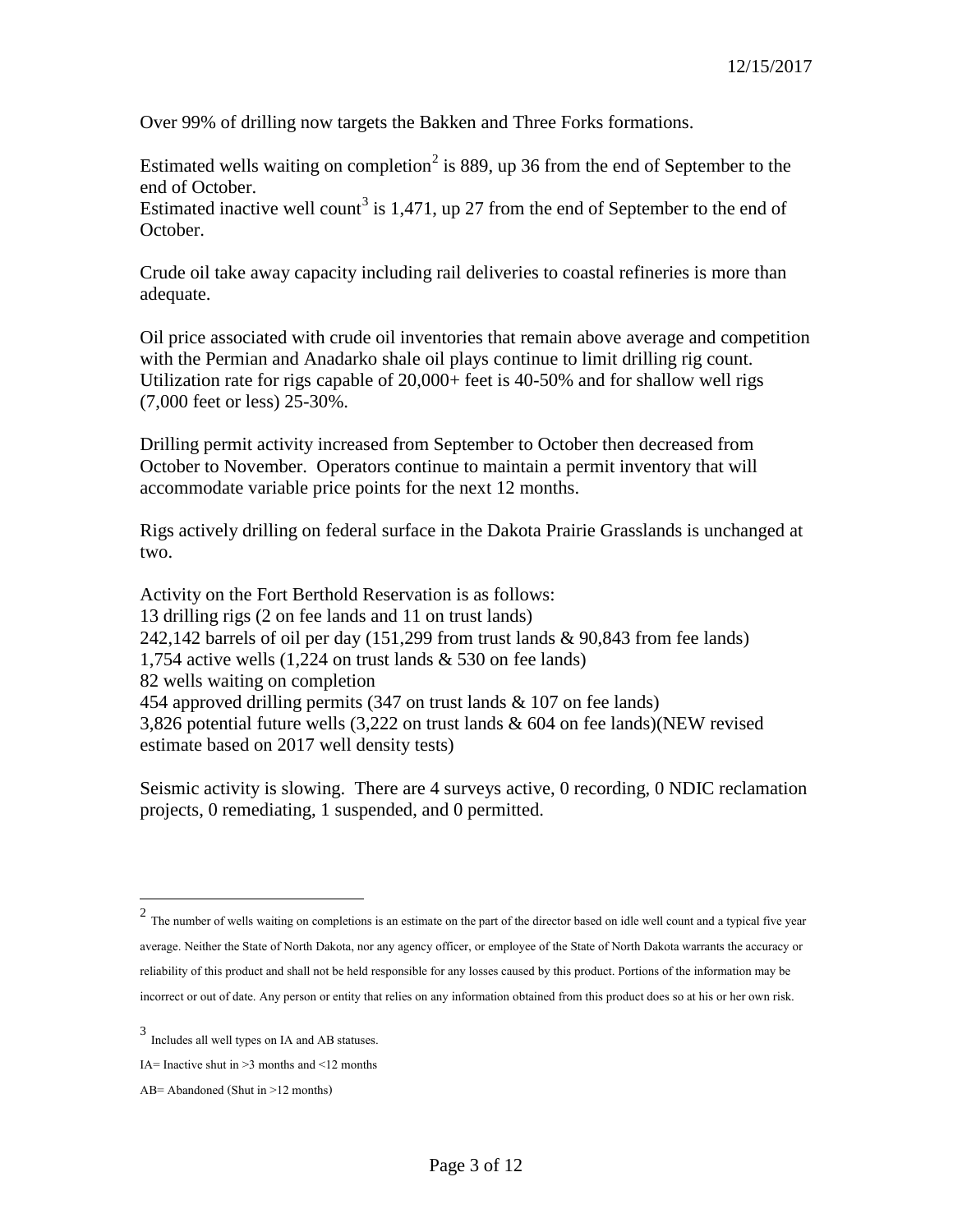Over 99% of drilling now targets the Bakken and Three Forks formations.

Estimated wells waiting on completion[2] is 889, up 36 from the end of September to the end of October.
Estimated inactive well count[3] is 1,471, up 27 from the end of September to the end of October.

Crude oil take away capacity including rail deliveries to coastal refineries is more than adequate.

Oil price associated with crude oil inventories that remain above average and competition with the Permian and Anadarko shale oil plays continue to limit drilling rig count. Utilization rate for rigs capable of 20,000+ feet is 40-50% and for shallow well rigs (7,000 feet or less) 25-30%.

Drilling permit activity increased from September to October then decreased from October to November. Operators continue to maintain a permit inventory that will accommodate variable price points for the next 12 months.

Rigs actively drilling on federal surface in the Dakota Prairie Grasslands is unchanged at two.

Activity on the Fort Berthold Reservation is as follows:
13 drilling rigs (2 on fee lands and 11 on trust lands)
242,142 barrels of oil per day (151,299 from trust lands & 90,843 from fee lands)
1,754 active wells (1,224 on trust lands & 530 on fee lands)
82 wells waiting on completion
454 approved drilling permits (347 on trust lands & 107 on fee lands)
3,826 potential future wells (3,222 on trust lands & 604 on fee lands)(NEW revised estimate based on 2017 well density tests)

Seismic activity is slowing. There are 4 surveys active, 0 recording, 0 NDIC reclamation projects, 0 remediating, 1 suspended, and 0 permitted.

---

[2] The number of wells waiting on completions is an estimate on the part of the director based on idle well count and a typical five year average. Neither the State of North Dakota, nor any agency officer, or employee of the State of North Dakota warrants the accuracy or reliability of this product and shall not be held responsible for any losses caused by this product. Portions of the information may be incorrect or out of date. Any person or entity that relies on any information obtained from this product does so at his or her own risk.

[3] Includes all well types on IA and AB statuses.

IA= Inactive shut in >3 months and <12 months

AB= Abandoned (Shut in >12 months)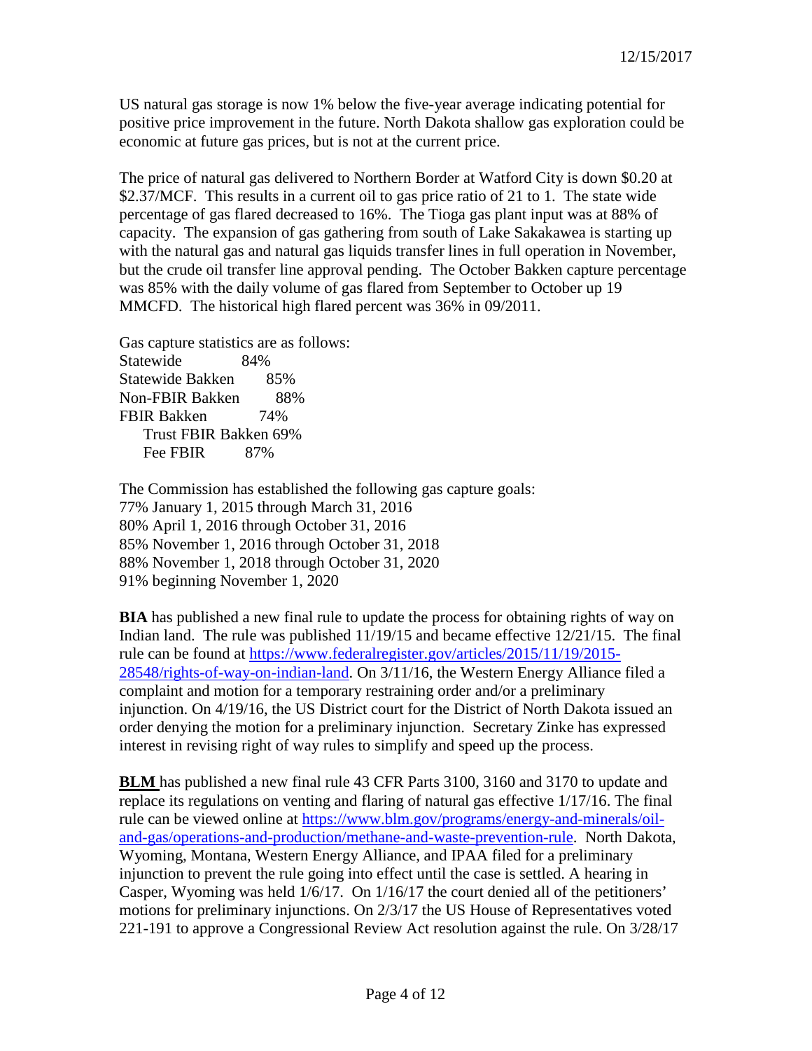US natural gas storage is now 1% below the five-year average indicating potential for positive price improvement in the future. North Dakota shallow gas exploration could be economic at future gas prices, but is not at the current price.

The price of natural gas delivered to Northern Border at Watford City is down $0.20 at $2.37/MCF. This results in a current oil to gas price ratio of 21 to 1. The state wide percentage of gas flared decreased to 16%. The Tioga gas plant input was at 88% of capacity. The expansion of gas gathering from south of Lake Sakakawea is starting up with the natural gas and natural gas liquids transfer lines in full operation in November, but the crude oil transfer line approval pending. The October Bakken capture percentage was 85% with the daily volume of gas flared from September to October up 19 MMCFD. The historical high flared percent was 36% in 09/2011.

Gas capture statistics are as follows:

| | |
|---|---|
| Statewide | 84% |
| Statewide Bakken | 85% |
| Non-FBIR Bakken | 88% |
| FBIR Bakken | 74% |
| Trust FBIR Bakken | 69% |
| Fee FBIR | 87% |

The Commission has established the following gas capture goals:

77% January 1, 2015 through March 31, 2016
80% April 1, 2016 through October 31, 2016
85% November 1, 2016 through October 31, 2018
88% November 1, 2018 through October 31, 2020
91% beginning November 1, 2020

**BIA** has published a new final rule to update the process for obtaining rights of way on Indian land. The rule was published 11/19/15 and became effective 12/21/15. The final rule can be found at https://www.federalregister.gov/articles/2015/11/19/2015-28548/rights-of-way-on-indian-land. On 3/11/16, the Western Energy Alliance filed a complaint and motion for a temporary restraining order and/or a preliminary injunction. On 4/19/16, the US District court for the District of North Dakota issued an order denying the motion for a preliminary injunction. Secretary Zinke has expressed interest in revising right of way rules to simplify and speed up the process.

**BLM** has published a new final rule 43 CFR Parts 3100, 3160 and 3170 to update and replace its regulations on venting and flaring of natural gas effective 1/17/16. The final rule can be viewed online at https://www.blm.gov/programs/energy-and-minerals/oil-and-gas/operations-and-production/methane-and-waste-prevention-rule. North Dakota, Wyoming, Montana, Western Energy Alliance, and IPAA filed for a preliminary injunction to prevent the rule going into effect until the case is settled. A hearing in Casper, Wyoming was held 1/6/17. On 1/16/17 the court denied all of the petitioners' motions for preliminary injunctions. On 2/3/17 the US House of Representatives voted 221-191 to approve a Congressional Review Act resolution against the rule. On 3/28/17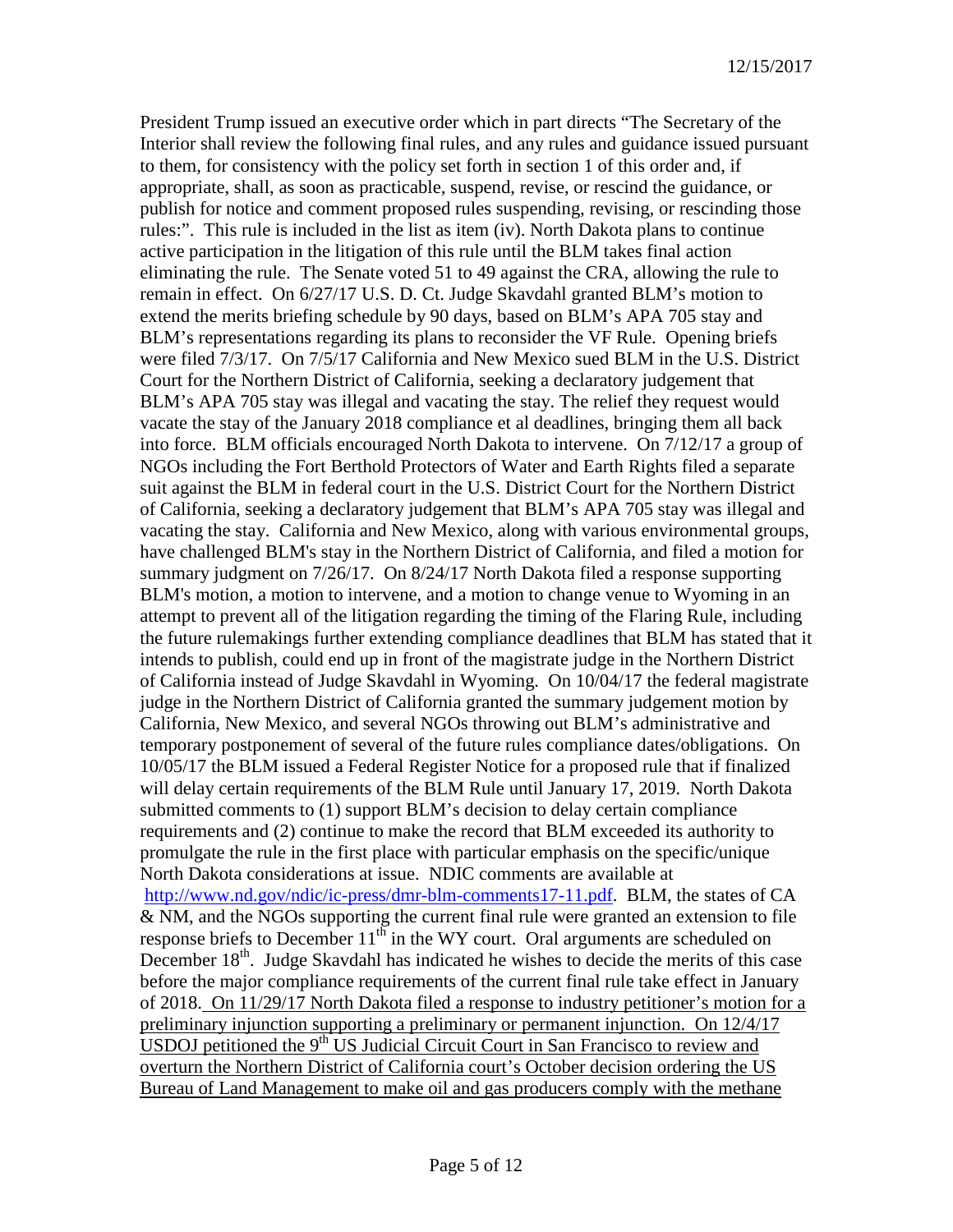President Trump issued an executive order which in part directs "The Secretary of the Interior shall review the following final rules, and any rules and guidance issued pursuant to them, for consistency with the policy set forth in section 1 of this order and, if appropriate, shall, as soon as practicable, suspend, revise, or rescind the guidance, or publish for notice and comment proposed rules suspending, revising, or rescinding those rules:". This rule is included in the list as item (iv). North Dakota plans to continue active participation in the litigation of this rule until the BLM takes final action eliminating the rule. The Senate voted 51 to 49 against the CRA, allowing the rule to remain in effect. On 6/27/17 U.S. D. Ct. Judge Skavdahl granted BLM's motion to extend the merits briefing schedule by 90 days, based on BLM's APA 705 stay and BLM's representations regarding its plans to reconsider the VF Rule. Opening briefs were filed 7/3/17. On 7/5/17 California and New Mexico sued BLM in the U.S. District Court for the Northern District of California, seeking a declaratory judgement that BLM's APA 705 stay was illegal and vacating the stay. The relief they request would vacate the stay of the January 2018 compliance et al deadlines, bringing them all back into force. BLM officials encouraged North Dakota to intervene. On 7/12/17 a group of NGOs including the Fort Berthold Protectors of Water and Earth Rights filed a separate suit against the BLM in federal court in the U.S. District Court for the Northern District of California, seeking a declaratory judgement that BLM's APA 705 stay was illegal and vacating the stay. California and New Mexico, along with various environmental groups, have challenged BLM's stay in the Northern District of California, and filed a motion for summary judgment on 7/26/17. On 8/24/17 North Dakota filed a response supporting BLM's motion, a motion to intervene, and a motion to change venue to Wyoming in an attempt to prevent all of the litigation regarding the timing of the Flaring Rule, including the future rulemakings further extending compliance deadlines that BLM has stated that it intends to publish, could end up in front of the magistrate judge in the Northern District of California instead of Judge Skavdahl in Wyoming. On 10/04/17 the federal magistrate judge in the Northern District of California granted the summary judgement motion by California, New Mexico, and several NGOs throwing out BLM's administrative and temporary postponement of several of the future rules compliance dates/obligations. On 10/05/17 the BLM issued a Federal Register Notice for a proposed rule that if finalized will delay certain requirements of the BLM Rule until January 17, 2019. North Dakota submitted comments to (1) support BLM's decision to delay certain compliance requirements and (2) continue to make the record that BLM exceeded its authority to promulgate the rule in the first place with particular emphasis on the specific/unique North Dakota considerations at issue. NDIC comments are available at [http://www.nd.gov/ndic/ic-press/dmr-blm-comments17-11.pdf](http://www.nd.gov/ndic/ic-press/dmr-blm-comments17-11.pdf). BLM, the states of CA & NM, and the NGOs supporting the current final rule were granted an extension to file response briefs to December 11th in the WY court. Oral arguments are scheduled on December 18th. Judge Skavdahl has indicated he wishes to decide the merits of this case before the major compliance requirements of the current final rule take effect in January of 2018. <u>On 11/29/17 North Dakota filed a response to industry petitioner's motion for a preliminary injunction supporting a preliminary or permanent injunction. On 12/4/17 USDOJ petitioned the 9th US Judicial Circuit Court in San Francisco to review and overturn the Northern District of California court's October decision ordering the US Bureau of Land Management to make oil and gas producers comply with the methane</u>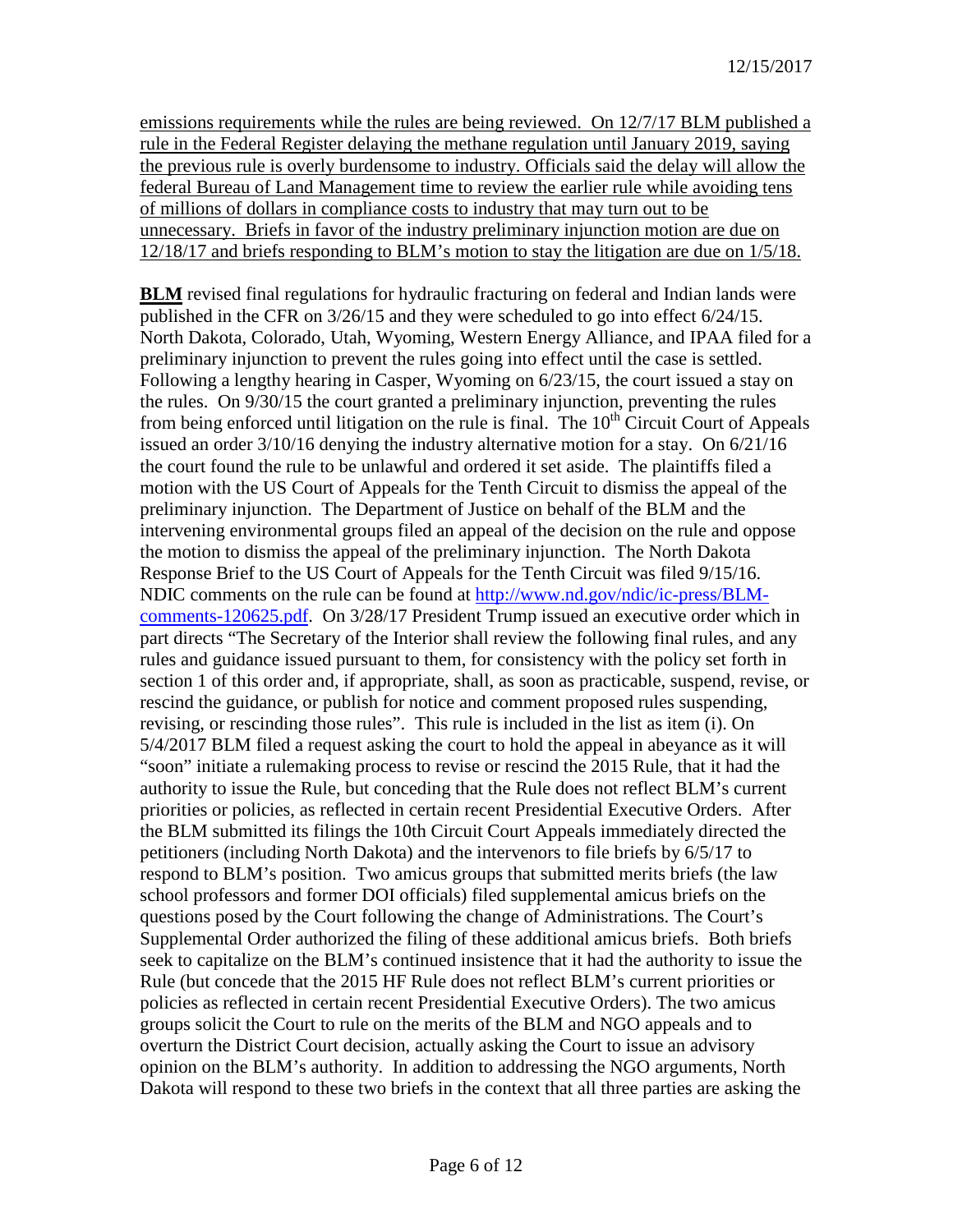emissions requirements while the rules are being reviewed. On 12/7/17 BLM published a rule in the Federal Register delaying the methane regulation until January 2019, saying the previous rule is overly burdensome to industry. Officials said the delay will allow the federal Bureau of Land Management time to review the earlier rule while avoiding tens of millions of dollars in compliance costs to industry that may turn out to be unnecessary. Briefs in favor of the industry preliminary injunction motion are due on 12/18/17 and briefs responding to BLM's motion to stay the litigation are due on 1/5/18.

**BLM** revised final regulations for hydraulic fracturing on federal and Indian lands were published in the CFR on 3/26/15 and they were scheduled to go into effect 6/24/15. North Dakota, Colorado, Utah, Wyoming, Western Energy Alliance, and IPAA filed for a preliminary injunction to prevent the rules going into effect until the case is settled. Following a lengthy hearing in Casper, Wyoming on 6/23/15, the court issued a stay on the rules. On 9/30/15 the court granted a preliminary injunction, preventing the rules from being enforced until litigation on the rule is final. The 10th Circuit Court of Appeals issued an order 3/10/16 denying the industry alternative motion for a stay. On 6/21/16 the court found the rule to be unlawful and ordered it set aside. The plaintiffs filed a motion with the US Court of Appeals for the Tenth Circuit to dismiss the appeal of the preliminary injunction. The Department of Justice on behalf of the BLM and the intervening environmental groups filed an appeal of the decision on the rule and oppose the motion to dismiss the appeal of the preliminary injunction. The North Dakota Response Brief to the US Court of Appeals for the Tenth Circuit was filed 9/15/16. NDIC comments on the rule can be found at http://www.nd.gov/ndic/ic-press/BLM-comments-120625.pdf. On 3/28/17 President Trump issued an executive order which in part directs "The Secretary of the Interior shall review the following final rules, and any rules and guidance issued pursuant to them, for consistency with the policy set forth in section 1 of this order and, if appropriate, shall, as soon as practicable, suspend, revise, or rescind the guidance, or publish for notice and comment proposed rules suspending, revising, or rescinding those rules". This rule is included in the list as item (i). On 5/4/2017 BLM filed a request asking the court to hold the appeal in abeyance as it will "soon" initiate a rulemaking process to revise or rescind the 2015 Rule, that it had the authority to issue the Rule, but conceding that the Rule does not reflect BLM's current priorities or policies, as reflected in certain recent Presidential Executive Orders. After the BLM submitted its filings the 10th Circuit Court Appeals immediately directed the petitioners (including North Dakota) and the intervenors to file briefs by 6/5/17 to respond to BLM's position. Two amicus groups that submitted merits briefs (the law school professors and former DOI officials) filed supplemental amicus briefs on the questions posed by the Court following the change of Administrations. The Court's Supplemental Order authorized the filing of these additional amicus briefs. Both briefs seek to capitalize on the BLM's continued insistence that it had the authority to issue the Rule (but concede that the 2015 HF Rule does not reflect BLM's current priorities or policies as reflected in certain recent Presidential Executive Orders). The two amicus groups solicit the Court to rule on the merits of the BLM and NGO appeals and to overturn the District Court decision, actually asking the Court to issue an advisory opinion on the BLM's authority. In addition to addressing the NGO arguments, North Dakota will respond to these two briefs in the context that all three parties are asking the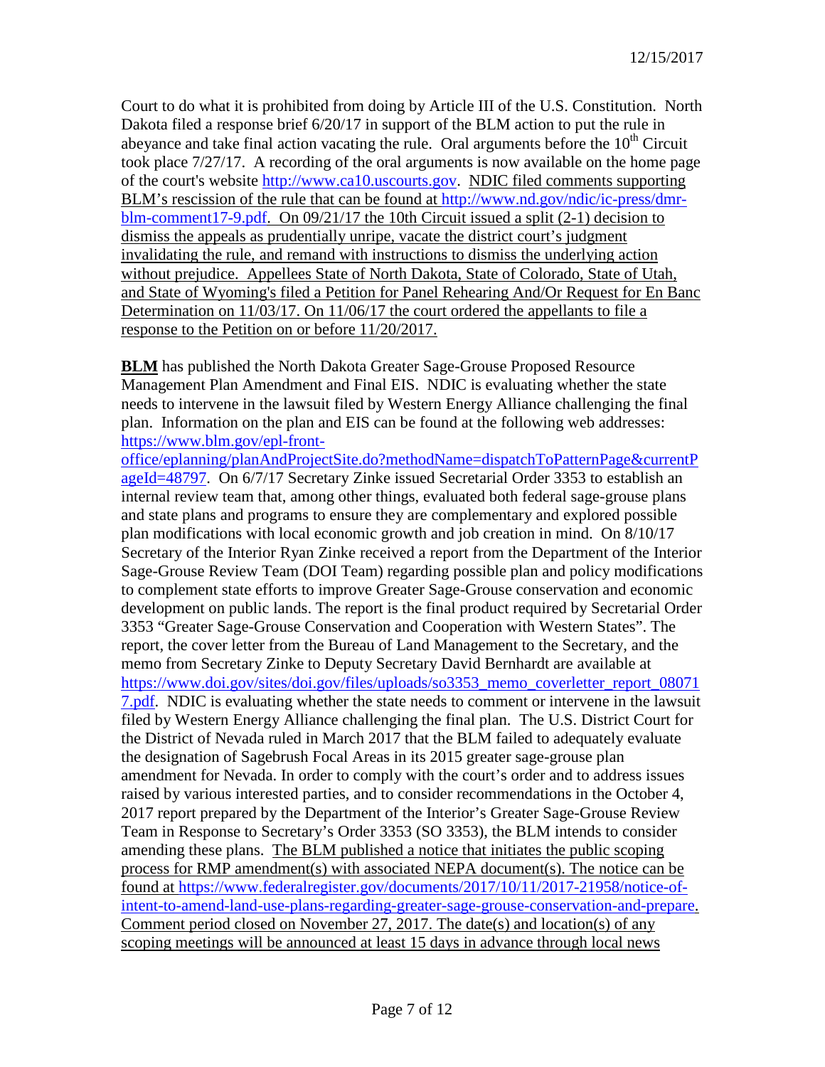Court to do what it is prohibited from doing by Article III of the U.S. Constitution. North Dakota filed a response brief 6/20/17 in support of the BLM action to put the rule in abeyance and take final action vacating the rule. Oral arguments before the 10th Circuit took place 7/27/17. A recording of the oral arguments is now available on the home page of the court's website http://www.ca10.uscourts.gov. NDIC filed comments supporting BLM's rescission of the rule that can be found at http://www.nd.gov/ndic/ic-press/dmr-blm-comment17-9.pdf. On 09/21/17 the 10th Circuit issued a split (2-1) decision to dismiss the appeals as prudentially unripe, vacate the district court's judgment invalidating the rule, and remand with instructions to dismiss the underlying action without prejudice. Appellees State of North Dakota, State of Colorado, State of Utah, and State of Wyoming's filed a Petition for Panel Rehearing And/Or Request for En Banc Determination on 11/03/17. On 11/06/17 the court ordered the appellants to file a response to the Petition on or before 11/20/2017.

**BLM** has published the North Dakota Greater Sage-Grouse Proposed Resource Management Plan Amendment and Final EIS. NDIC is evaluating whether the state needs to intervene in the lawsuit filed by Western Energy Alliance challenging the final plan. Information on the plan and EIS can be found at the following web addresses: https://www.blm.gov/epl-front-office/eplanning/planAndProjectSite.do?methodName=dispatchToPatternPage&currentPageId=48797. On 6/7/17 Secretary Zinke issued Secretarial Order 3353 to establish an internal review team that, among other things, evaluated both federal sage-grouse plans and state plans and programs to ensure they are complementary and explored possible plan modifications with local economic growth and job creation in mind. On 8/10/17 Secretary of the Interior Ryan Zinke received a report from the Department of the Interior Sage-Grouse Review Team (DOI Team) regarding possible plan and policy modifications to complement state efforts to improve Greater Sage-Grouse conservation and economic development on public lands. The report is the final product required by Secretarial Order 3353 "Greater Sage-Grouse Conservation and Cooperation with Western States". The report, the cover letter from the Bureau of Land Management to the Secretary, and the memo from Secretary Zinke to Deputy Secretary David Bernhardt are available at https://www.doi.gov/sites/doi.gov/files/uploads/so3353_memo_coverletter_report_080717.pdf. NDIC is evaluating whether the state needs to comment or intervene in the lawsuit filed by Western Energy Alliance challenging the final plan. The U.S. District Court for the District of Nevada ruled in March 2017 that the BLM failed to adequately evaluate the designation of Sagebrush Focal Areas in its 2015 greater sage-grouse plan amendment for Nevada. In order to comply with the court's order and to address issues raised by various interested parties, and to consider recommendations in the October 4, 2017 report prepared by the Department of the Interior's Greater Sage-Grouse Review Team in Response to Secretary's Order 3353 (SO 3353), the BLM intends to consider amending these plans. The BLM published a notice that initiates the public scoping process for RMP amendment(s) with associated NEPA document(s). The notice can be found at https://www.federalregister.gov/documents/2017/10/11/2017-21958/notice-of-intent-to-amend-land-use-plans-regarding-greater-sage-grouse-conservation-and-prepare. Comment period closed on November 27, 2017. The date(s) and location(s) of any scoping meetings will be announced at least 15 days in advance through local news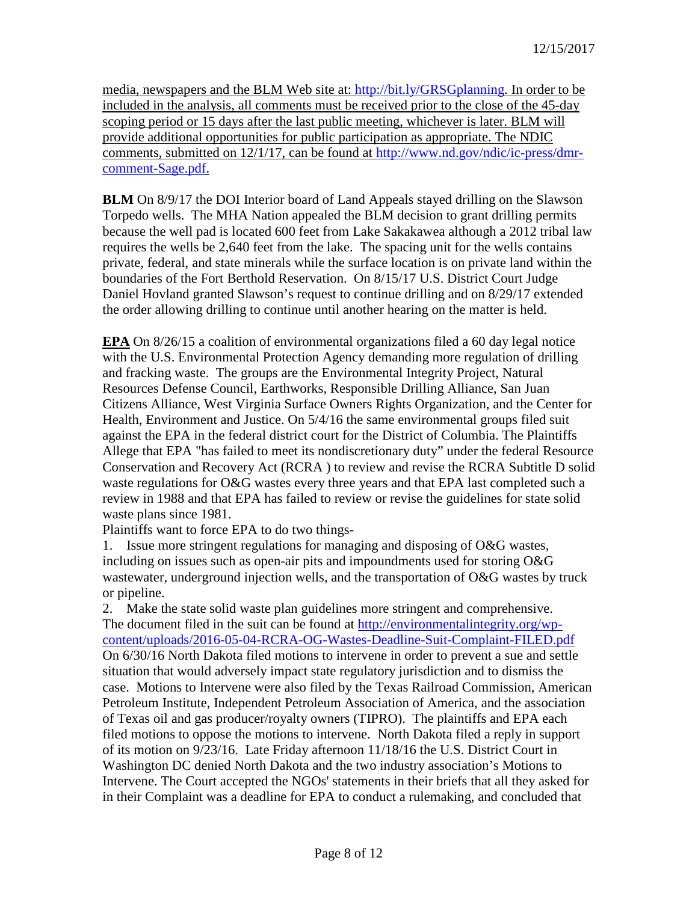media, newspapers and the BLM Web site at: http://bit.ly/GRSGplanning. In order to be included in the analysis, all comments must be received prior to the close of the 45-day scoping period or 15 days after the last public meeting, whichever is later. BLM will provide additional opportunities for public participation as appropriate. The NDIC comments, submitted on 12/1/17, can be found at http://www.nd.gov/ndic/ic-press/dmr-comment-Sage.pdf.

**BLM** On 8/9/17 the DOI Interior board of Land Appeals stayed drilling on the Slawson Torpedo wells. The MHA Nation appealed the BLM decision to grant drilling permits because the well pad is located 600 feet from Lake Sakakawea although a 2012 tribal law requires the wells be 2,640 feet from the lake. The spacing unit for the wells contains private, federal, and state minerals while the surface location is on private land within the boundaries of the Fort Berthold Reservation. On 8/15/17 U.S. District Court Judge Daniel Hovland granted Slawson's request to continue drilling and on 8/29/17 extended the order allowing drilling to continue until another hearing on the matter is held.

**EPA** On 8/26/15 a coalition of environmental organizations filed a 60 day legal notice with the U.S. Environmental Protection Agency demanding more regulation of drilling and fracking waste. The groups are the Environmental Integrity Project, Natural Resources Defense Council, Earthworks, Responsible Drilling Alliance, San Juan Citizens Alliance, West Virginia Surface Owners Rights Organization, and the Center for Health, Environment and Justice. On 5/4/16 the same environmental groups filed suit against the EPA in the federal district court for the District of Columbia. The Plaintiffs Allege that EPA "has failed to meet its nondiscretionary duty" under the federal Resource Conservation and Recovery Act (RCRA ) to review and revise the RCRA Subtitle D solid waste regulations for O&G wastes every three years and that EPA last completed such a review in 1988 and that EPA has failed to review or revise the guidelines for state solid waste plans since 1981.

Plaintiffs want to force EPA to do two things-

1. Issue more stringent regulations for managing and disposing of O&G wastes, including on issues such as open-air pits and impoundments used for storing O&G wastewater, underground injection wells, and the transportation of O&G wastes by truck or pipeline.
2. Make the state solid waste plan guidelines more stringent and comprehensive.

The document filed in the suit can be found at http://environmentalintegrity.org/wp-content/uploads/2016-05-04-RCRA-OG-Wastes-Deadline-Suit-Complaint-FILED.pdf

On 6/30/16 North Dakota filed motions to intervene in order to prevent a sue and settle situation that would adversely impact state regulatory jurisdiction and to dismiss the case. Motions to Intervene were also filed by the Texas Railroad Commission, American Petroleum Institute, Independent Petroleum Association of America, and the association of Texas oil and gas producer/royalty owners (TIPRO). The plaintiffs and EPA each filed motions to oppose the motions to intervene. North Dakota filed a reply in support of its motion on 9/23/16. Late Friday afternoon 11/18/16 the U.S. District Court in Washington DC denied North Dakota and the two industry association's Motions to Intervene. The Court accepted the NGOs' statements in their briefs that all they asked for in their Complaint was a deadline for EPA to conduct a rulemaking, and concluded that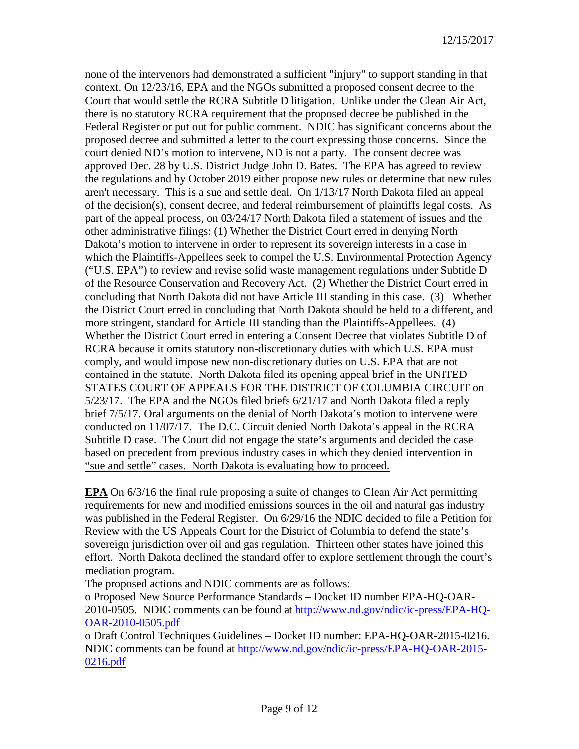none of the intervenors had demonstrated a sufficient "injury" to support standing in that context. On 12/23/16, EPA and the NGOs submitted a proposed consent decree to the Court that would settle the RCRA Subtitle D litigation. Unlike under the Clean Air Act, there is no statutory RCRA requirement that the proposed decree be published in the Federal Register or put out for public comment. NDIC has significant concerns about the proposed decree and submitted a letter to the court expressing those concerns. Since the court denied ND's motion to intervene, ND is not a party. The consent decree was approved Dec. 28 by U.S. District Judge John D. Bates. The EPA has agreed to review the regulations and by October 2019 either propose new rules or determine that new rules aren't necessary. This is a sue and settle deal. On 1/13/17 North Dakota filed an appeal of the decision(s), consent decree, and federal reimbursement of plaintiffs legal costs. As part of the appeal process, on 03/24/17 North Dakota filed a statement of issues and the other administrative filings: (1) Whether the District Court erred in denying North Dakota's motion to intervene in order to represent its sovereign interests in a case in which the Plaintiffs-Appellees seek to compel the U.S. Environmental Protection Agency ("U.S. EPA") to review and revise solid waste management regulations under Subtitle D of the Resource Conservation and Recovery Act. (2) Whether the District Court erred in concluding that North Dakota did not have Article III standing in this case. (3) Whether the District Court erred in concluding that North Dakota should be held to a different, and more stringent, standard for Article III standing than the Plaintiffs-Appellees. (4) Whether the District Court erred in entering a Consent Decree that violates Subtitle D of RCRA because it omits statutory non-discretionary duties with which U.S. EPA must comply, and would impose new non-discretionary duties on U.S. EPA that are not contained in the statute. North Dakota filed its opening appeal brief in the UNITED STATES COURT OF APPEALS FOR THE DISTRICT OF COLUMBIA CIRCUIT on 5/23/17. The EPA and the NGOs filed briefs 6/21/17 and North Dakota filed a reply brief 7/5/17. Oral arguments on the denial of North Dakota's motion to intervene were conducted on 11/07/17. The D.C. Circuit denied North Dakota's appeal in the RCRA Subtitle D case. The Court did not engage the state's arguments and decided the case based on precedent from previous industry cases in which they denied intervention in "sue and settle" cases. North Dakota is evaluating how to proceed.

**EPA** On 6/3/16 the final rule proposing a suite of changes to Clean Air Act permitting requirements for new and modified emissions sources in the oil and natural gas industry was published in the Federal Register. On 6/29/16 the NDIC decided to file a Petition for Review with the US Appeals Court for the District of Columbia to defend the state's sovereign jurisdiction over oil and gas regulation. Thirteen other states have joined this effort. North Dakota declined the standard offer to explore settlement through the court's mediation program.

The proposed actions and NDIC comments are as follows:

- Proposed New Source Performance Standards – Docket ID number EPA-HQ-OAR-2010-0505. NDIC comments can be found at http://www.nd.gov/ndic/ic-press/EPA-HQ-OAR-2010-0505.pdf
- Draft Control Techniques Guidelines – Docket ID number: EPA-HQ-OAR-2015-0216. NDIC comments can be found at http://www.nd.gov/ndic/ic-press/EPA-HQ-OAR-2015-0216.pdf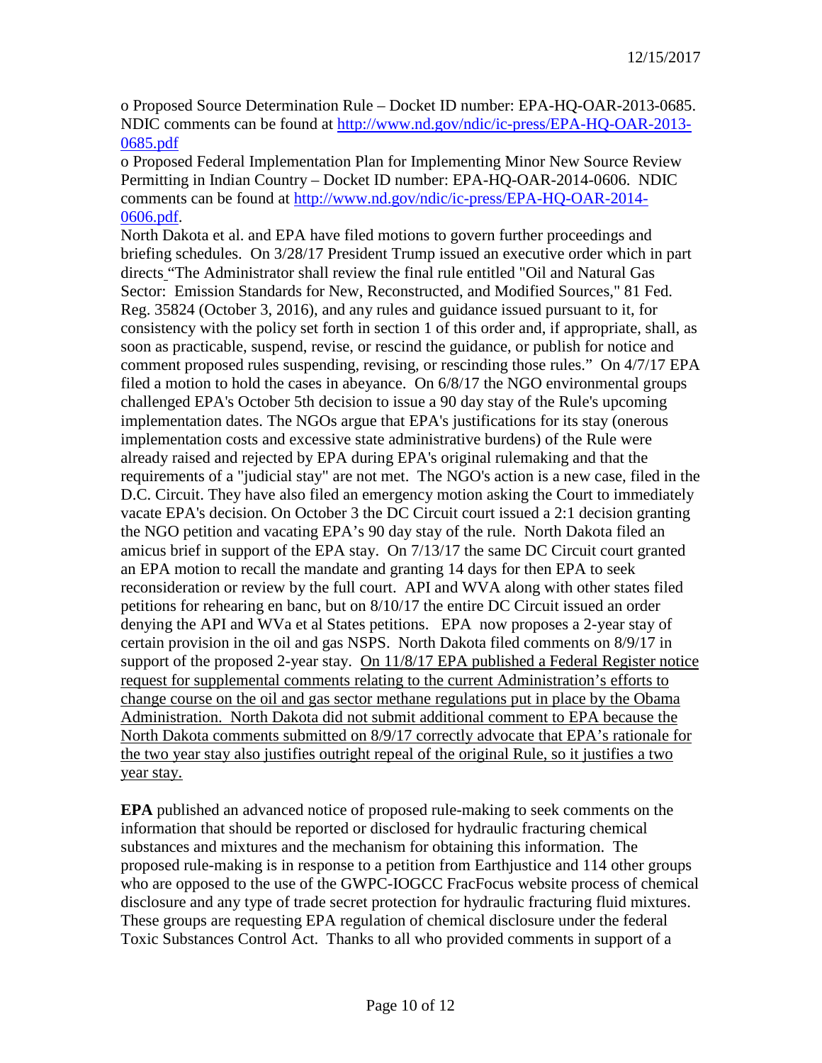o Proposed Source Determination Rule – Docket ID number: EPA-HQ-OAR-2013-0685. NDIC comments can be found at [http://www.nd.gov/ndic/ic-press/EPA-HQ-OAR-2013-0685.pdf](http://www.nd.gov/ndic/ic-press/EPA-HQ-OAR-2013-0685.pdf)

o Proposed Federal Implementation Plan for Implementing Minor New Source Review Permitting in Indian Country – Docket ID number: EPA-HQ-OAR-2014-0606. NDIC comments can be found at [http://www.nd.gov/ndic/ic-press/EPA-HQ-OAR-2014-0606.pdf](http://www.nd.gov/ndic/ic-press/EPA-HQ-OAR-2014-0606.pdf).

North Dakota et al. and EPA have filed motions to govern further proceedings and briefing schedules. On 3/28/17 President Trump issued an executive order which in part directs "The Administrator shall review the final rule entitled "Oil and Natural Gas Sector: Emission Standards for New, Reconstructed, and Modified Sources," 81 Fed. Reg. 35824 (October 3, 2016), and any rules and guidance issued pursuant to it, for consistency with the policy set forth in section 1 of this order and, if appropriate, shall, as soon as practicable, suspend, revise, or rescind the guidance, or publish for notice and comment proposed rules suspending, revising, or rescinding those rules." On 4/7/17 EPA filed a motion to hold the cases in abeyance. On 6/8/17 the NGO environmental groups challenged EPA's October 5th decision to issue a 90 day stay of the Rule's upcoming implementation dates. The NGOs argue that EPA's justifications for its stay (onerous implementation costs and excessive state administrative burdens) of the Rule were already raised and rejected by EPA during EPA's original rulemaking and that the requirements of a "judicial stay" are not met. The NGO's action is a new case, filed in the D.C. Circuit. They have also filed an emergency motion asking the Court to immediately vacate EPA's decision. On October 3 the DC Circuit court issued a 2:1 decision granting the NGO petition and vacating EPA's 90 day stay of the rule. North Dakota filed an amicus brief in support of the EPA stay. On 7/13/17 the same DC Circuit court granted an EPA motion to recall the mandate and granting 14 days for then EPA to seek reconsideration or review by the full court. API and WVA along with other states filed petitions for rehearing en banc, but on 8/10/17 the entire DC Circuit issued an order denying the API and WVa et al States petitions. EPA now proposes a 2-year stay of certain provision in the oil and gas NSPS. North Dakota filed comments on 8/9/17 in support of the proposed 2-year stay. <u>On 11/8/17 EPA published a Federal Register notice request for supplemental comments relating to the current Administration's efforts to change course on the oil and gas sector methane regulations put in place by the Obama Administration. North Dakota did not submit additional comment to EPA because the North Dakota comments submitted on 8/9/17 correctly advocate that EPA's rationale for the two year stay also justifies outright repeal of the original Rule, so it justifies a two year stay.</u>

**EPA** published an advanced notice of proposed rule-making to seek comments on the information that should be reported or disclosed for hydraulic fracturing chemical substances and mixtures and the mechanism for obtaining this information. The proposed rule-making is in response to a petition from Earthjustice and 114 other groups who are opposed to the use of the GWPC-IOGCC FracFocus website process of chemical disclosure and any type of trade secret protection for hydraulic fracturing fluid mixtures. These groups are requesting EPA regulation of chemical disclosure under the federal Toxic Substances Control Act. Thanks to all who provided comments in support of a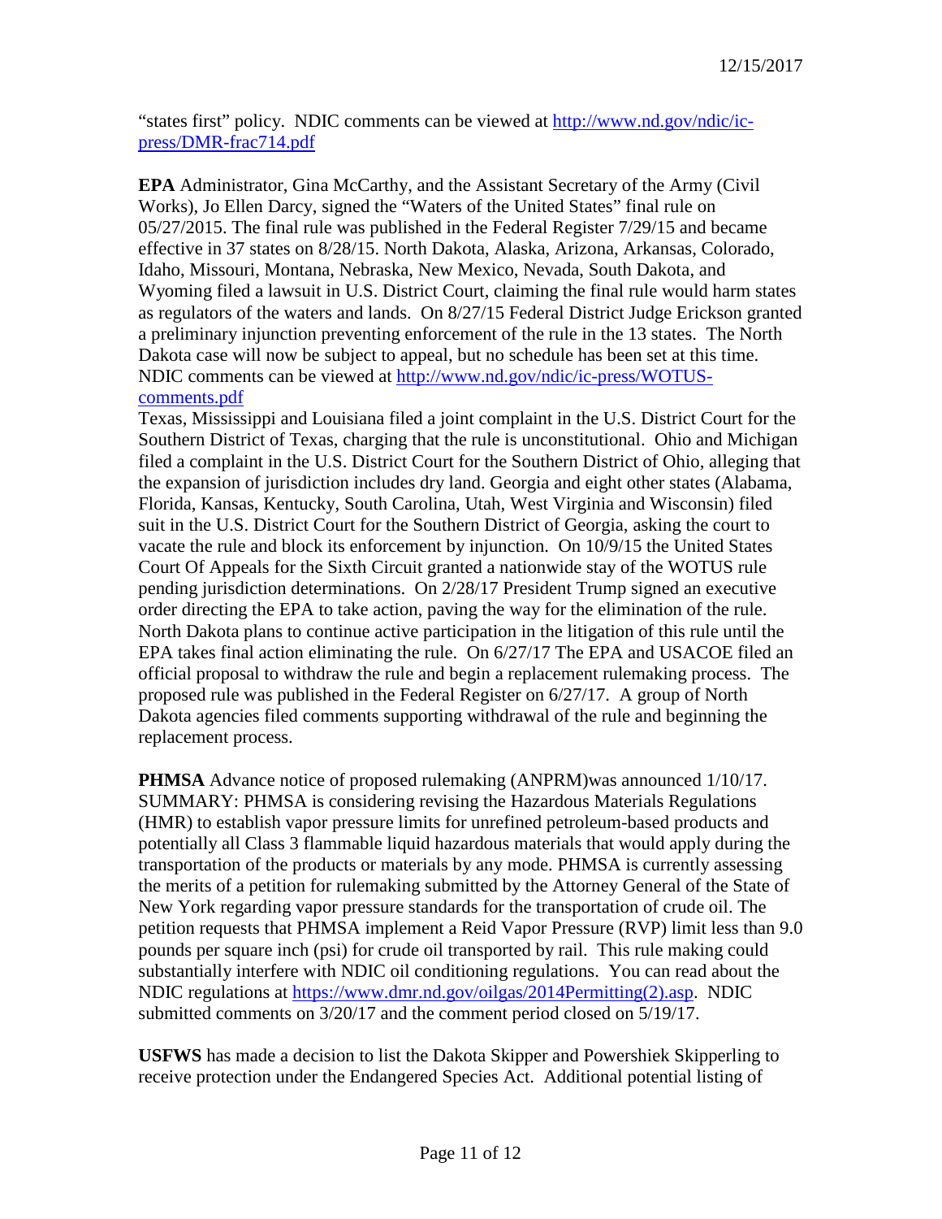"states first" policy. NDIC comments can be viewed at [http://www.nd.gov/ndic/ic-press/DMR-frac714.pdf](http://www.nd.gov/ndic/ic-press/DMR-frac714.pdf)

**EPA** Administrator, Gina McCarthy, and the Assistant Secretary of the Army (Civil Works), Jo Ellen Darcy, signed the "Waters of the United States" final rule on 05/27/2015. The final rule was published in the Federal Register 7/29/15 and became effective in 37 states on 8/28/15. North Dakota, Alaska, Arizona, Arkansas, Colorado, Idaho, Missouri, Montana, Nebraska, New Mexico, Nevada, South Dakota, and Wyoming filed a lawsuit in U.S. District Court, claiming the final rule would harm states as regulators of the waters and lands. On 8/27/15 Federal District Judge Erickson granted a preliminary injunction preventing enforcement of the rule in the 13 states. The North Dakota case will now be subject to appeal, but no schedule has been set at this time. NDIC comments can be viewed at [http://www.nd.gov/ndic/ic-press/WOTUS-comments.pdf](http://www.nd.gov/ndic/ic-press/WOTUS-comments.pdf)
Texas, Mississippi and Louisiana filed a joint complaint in the U.S. District Court for the Southern District of Texas, charging that the rule is unconstitutional. Ohio and Michigan filed a complaint in the U.S. District Court for the Southern District of Ohio, alleging that the expansion of jurisdiction includes dry land. Georgia and eight other states (Alabama, Florida, Kansas, Kentucky, South Carolina, Utah, West Virginia and Wisconsin) filed suit in the U.S. District Court for the Southern District of Georgia, asking the court to vacate the rule and block its enforcement by injunction. On 10/9/15 the United States Court Of Appeals for the Sixth Circuit granted a nationwide stay of the WOTUS rule pending jurisdiction determinations. On 2/28/17 President Trump signed an executive order directing the EPA to take action, paving the way for the elimination of the rule. North Dakota plans to continue active participation in the litigation of this rule until the EPA takes final action eliminating the rule. On 6/27/17 The EPA and USACOE filed an official proposal to withdraw the rule and begin a replacement rulemaking process. The proposed rule was published in the Federal Register on 6/27/17. A group of North Dakota agencies filed comments supporting withdrawal of the rule and beginning the replacement process.

**PHMSA** Advance notice of proposed rulemaking (ANPRM)was announced 1/10/17. SUMMARY: PHMSA is considering revising the Hazardous Materials Regulations (HMR) to establish vapor pressure limits for unrefined petroleum-based products and potentially all Class 3 flammable liquid hazardous materials that would apply during the transportation of the products or materials by any mode. PHMSA is currently assessing the merits of a petition for rulemaking submitted by the Attorney General of the State of New York regarding vapor pressure standards for the transportation of crude oil. The petition requests that PHMSA implement a Reid Vapor Pressure (RVP) limit less than 9.0 pounds per square inch (psi) for crude oil transported by rail. This rule making could substantially interfere with NDIC oil conditioning regulations. You can read about the NDIC regulations at [https://www.dmr.nd.gov/oilgas/2014Permitting(2).asp](https://www.dmr.nd.gov/oilgas/2014Permitting(2).asp). NDIC submitted comments on 3/20/17 and the comment period closed on 5/19/17.

**USFWS** has made a decision to list the Dakota Skipper and Powershiek Skipperling to receive protection under the Endangered Species Act. Additional potential listing of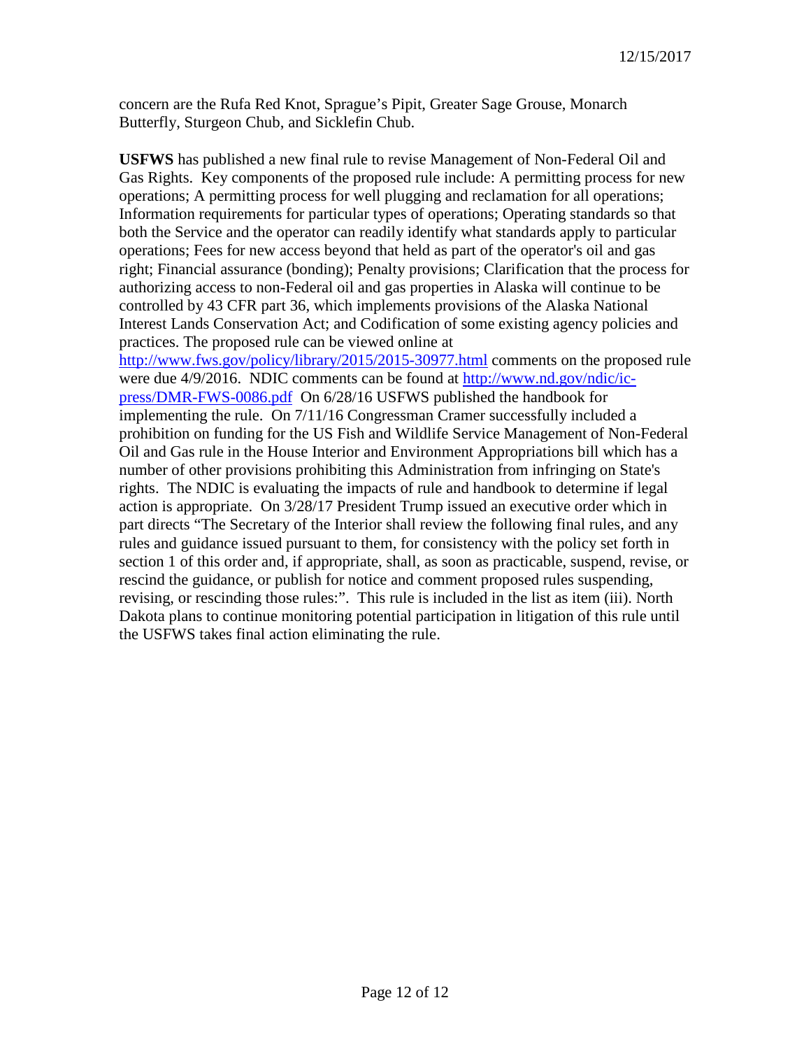concern are the Rufa Red Knot, Sprague's Pipit, Greater Sage Grouse, Monarch Butterfly, Sturgeon Chub, and Sicklefin Chub.

**USFWS** has published a new final rule to revise Management of Non-Federal Oil and Gas Rights. Key components of the proposed rule include: A permitting process for new operations; A permitting process for well plugging and reclamation for all operations; Information requirements for particular types of operations; Operating standards so that both the Service and the operator can readily identify what standards apply to particular operations; Fees for new access beyond that held as part of the operator's oil and gas right; Financial assurance (bonding); Penalty provisions; Clarification that the process for authorizing access to non-Federal oil and gas properties in Alaska will continue to be controlled by 43 CFR part 36, which implements provisions of the Alaska National Interest Lands Conservation Act; and Codification of some existing agency policies and practices. The proposed rule can be viewed online at http://www.fws.gov/policy/library/2015/2015-30977.html comments on the proposed rule were due 4/9/2016. NDIC comments can be found at http://www.nd.gov/ndic/ic-press/DMR-FWS-0086.pdf On 6/28/16 USFWS published the handbook for implementing the rule. On 7/11/16 Congressman Cramer successfully included a prohibition on funding for the US Fish and Wildlife Service Management of Non-Federal Oil and Gas rule in the House Interior and Environment Appropriations bill which has a number of other provisions prohibiting this Administration from infringing on State's rights. The NDIC is evaluating the impacts of rule and handbook to determine if legal action is appropriate. On 3/28/17 President Trump issued an executive order which in part directs "The Secretary of the Interior shall review the following final rules, and any rules and guidance issued pursuant to them, for consistency with the policy set forth in section 1 of this order and, if appropriate, shall, as soon as practicable, suspend, revise, or rescind the guidance, or publish for notice and comment proposed rules suspending, revising, or rescinding those rules:". This rule is included in the list as item (iii). North Dakota plans to continue monitoring potential participation in litigation of this rule until the USFWS takes final action eliminating the rule.